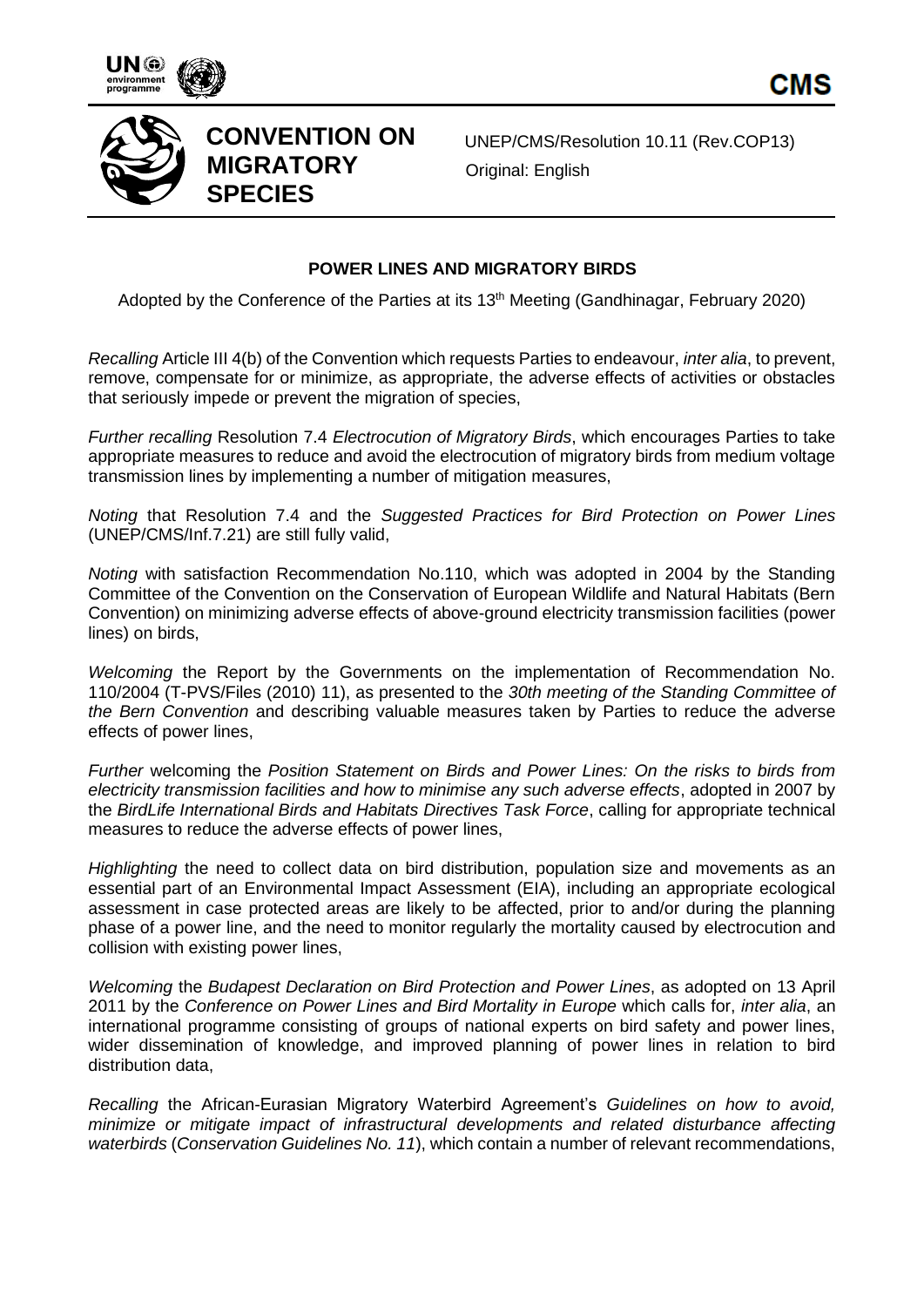CONVENTION ON MIGRATORY SPECIES

UNEP/CMS/Resolution 10.11 (Rev.COP13)
Original: English

**POWER LINES AND MIGRATORY BIRDS**

Adopted by the Conference of the Parties at its 13th Meeting (Gandhinagar, February 2020)

*Recalling* Article III 4(b) of the Convention which requests Parties to endeavour, *inter alia*, to prevent, remove, compensate for or minimize, as appropriate, the adverse effects of activities or obstacles that seriously impede or prevent the migration of species,

*Further recalling* Resolution 7.4 *Electrocution of Migratory Birds*, which encourages Parties to take appropriate measures to reduce and avoid the electrocution of migratory birds from medium voltage transmission lines by implementing a number of mitigation measures,

*Noting* that Resolution 7.4 and the *Suggested Practices for Bird Protection on Power Lines* (UNEP/CMS/Inf.7.21) are still fully valid,

*Noting* with satisfaction Recommendation No.110, which was adopted in 2004 by the Standing Committee of the Convention on the Conservation of European Wildlife and Natural Habitats (Bern Convention) on minimizing adverse effects of above-ground electricity transmission facilities (power lines) on birds,

*Welcoming* the Report by the Governments on the implementation of Recommendation No. 110/2004 (T-PVS/Files (2010) 11), as presented to the *30th meeting of the Standing Committee of the Bern Convention* and describing valuable measures taken by Parties to reduce the adverse effects of power lines,

*Further* welcoming the *Position Statement on Birds and Power Lines: On the risks to birds from electricity transmission facilities and how to minimise any such adverse effects*, adopted in 2007 by the *BirdLife International Birds and Habitats Directives Task Force*, calling for appropriate technical measures to reduce the adverse effects of power lines,

*Highlighting* the need to collect data on bird distribution, population size and movements as an essential part of an Environmental Impact Assessment (EIA), including an appropriate ecological assessment in case protected areas are likely to be affected, prior to and/or during the planning phase of a power line, and the need to monitor regularly the mortality caused by electrocution and collision with existing power lines,

*Welcoming* the *Budapest Declaration on Bird Protection and Power Lines*, as adopted on 13 April 2011 by the *Conference on Power Lines and Bird Mortality in Europe* which calls for, *inter alia*, an international programme consisting of groups of national experts on bird safety and power lines, wider dissemination of knowledge, and improved planning of power lines in relation to bird distribution data,

*Recalling* the African-Eurasian Migratory Waterbird Agreement's *Guidelines on how to avoid, minimize or mitigate impact of infrastructural developments and related disturbance affecting waterbirds* (*Conservation Guidelines No. 11*), which contain a number of relevant recommendations,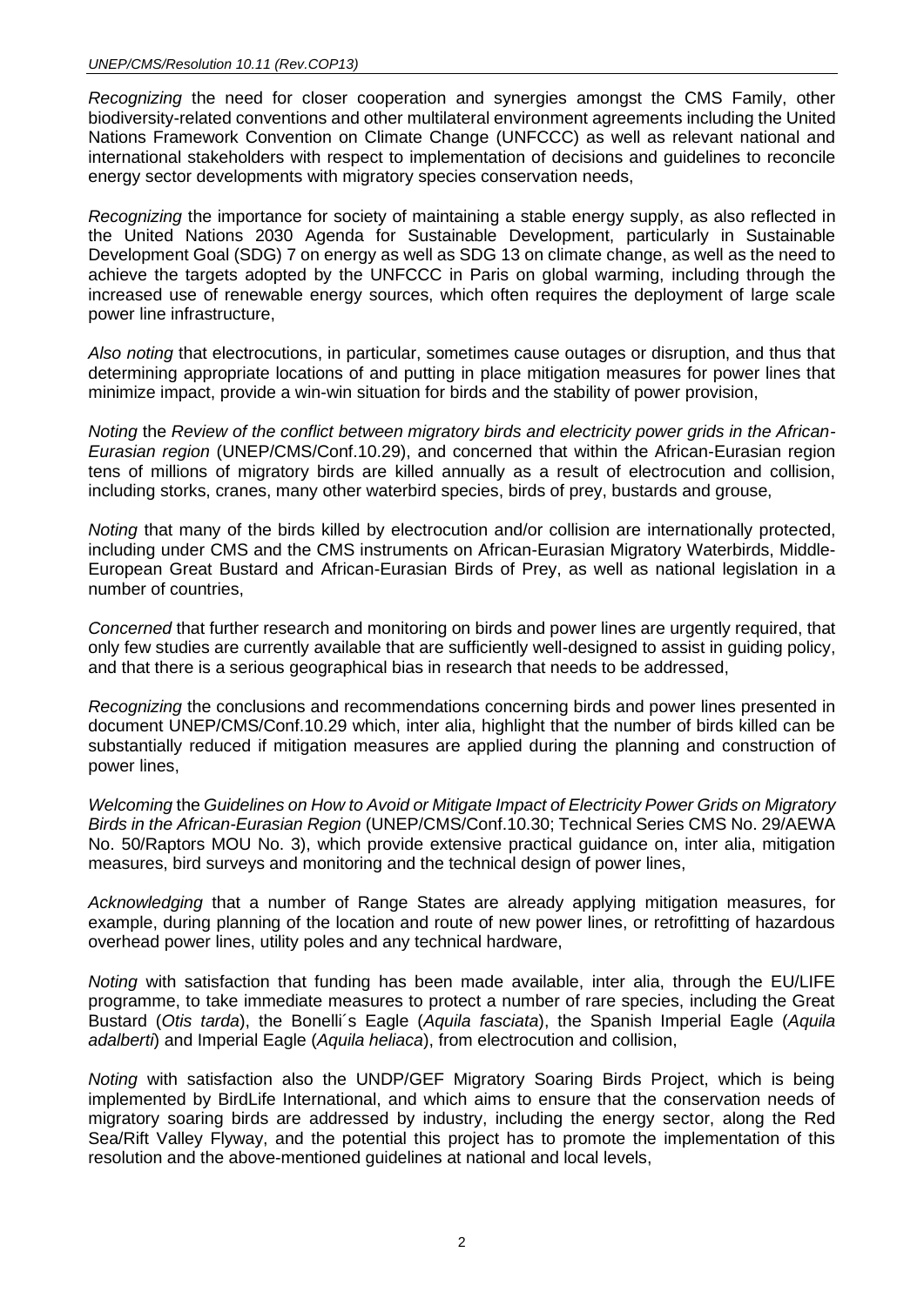*Recognizing* the need for closer cooperation and synergies amongst the CMS Family, other biodiversity-related conventions and other multilateral environment agreements including the United Nations Framework Convention on Climate Change (UNFCCC) as well as relevant national and international stakeholders with respect to implementation of decisions and guidelines to reconcile energy sector developments with migratory species conservation needs,

*Recognizing* the importance for society of maintaining a stable energy supply, as also reflected in the United Nations 2030 Agenda for Sustainable Development, particularly in Sustainable Development Goal (SDG) 7 on energy as well as SDG 13 on climate change, as well as the need to achieve the targets adopted by the UNFCCC in Paris on global warming, including through the increased use of renewable energy sources, which often requires the deployment of large scale power line infrastructure,

*Also noting* that electrocutions, in particular, sometimes cause outages or disruption, and thus that determining appropriate locations of and putting in place mitigation measures for power lines that minimize impact, provide a win-win situation for birds and the stability of power provision,

*Noting* the *Review of the conflict between migratory birds and electricity power grids in the African-Eurasian region* (UNEP/CMS/Conf.10.29), and concerned that within the African-Eurasian region tens of millions of migratory birds are killed annually as a result of electrocution and collision, including storks, cranes, many other waterbird species, birds of prey, bustards and grouse,

*Noting* that many of the birds killed by electrocution and/or collision are internationally protected, including under CMS and the CMS instruments on African-Eurasian Migratory Waterbirds, Middle-European Great Bustard and African-Eurasian Birds of Prey, as well as national legislation in a number of countries,

*Concerned* that further research and monitoring on birds and power lines are urgently required, that only few studies are currently available that are sufficiently well-designed to assist in guiding policy, and that there is a serious geographical bias in research that needs to be addressed,

*Recognizing* the conclusions and recommendations concerning birds and power lines presented in document UNEP/CMS/Conf.10.29 which, inter alia, highlight that the number of birds killed can be substantially reduced if mitigation measures are applied during the planning and construction of power lines,

*Welcoming* the *Guidelines on How to Avoid or Mitigate Impact of Electricity Power Grids on Migratory Birds in the African-Eurasian Region* (UNEP/CMS/Conf.10.30; Technical Series CMS No. 29/AEWA No. 50/Raptors MOU No. 3), which provide extensive practical guidance on, inter alia, mitigation measures, bird surveys and monitoring and the technical design of power lines,

*Acknowledging* that a number of Range States are already applying mitigation measures, for example, during planning of the location and route of new power lines, or retrofitting of hazardous overhead power lines, utility poles and any technical hardware,

*Noting* with satisfaction that funding has been made available, inter alia, through the EU/LIFE programme, to take immediate measures to protect a number of rare species, including the Great Bustard (*Otis tarda*), the Bonelli´s Eagle (*Aquila fasciata*), the Spanish Imperial Eagle (*Aquila adalberti*) and Imperial Eagle (*Aquila heliaca*), from electrocution and collision,

*Noting* with satisfaction also the UNDP/GEF Migratory Soaring Birds Project, which is being implemented by BirdLife International, and which aims to ensure that the conservation needs of migratory soaring birds are addressed by industry, including the energy sector, along the Red Sea/Rift Valley Flyway, and the potential this project has to promote the implementation of this resolution and the above-mentioned guidelines at national and local levels,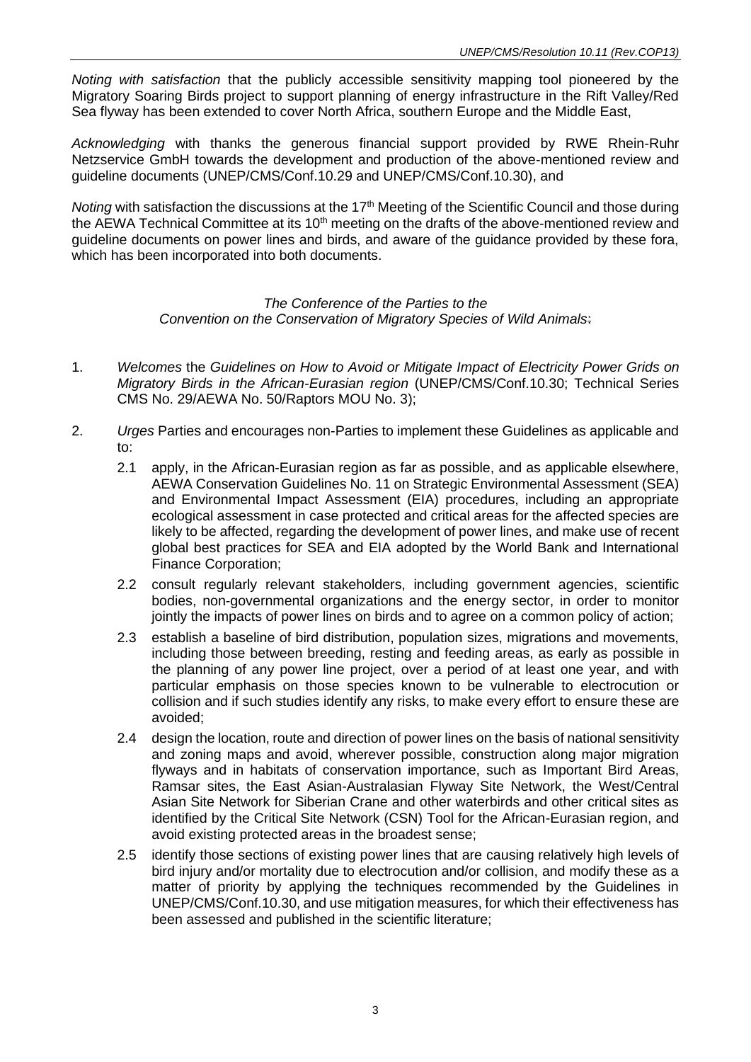*Noting with satisfaction* that the publicly accessible sensitivity mapping tool pioneered by the Migratory Soaring Birds project to support planning of energy infrastructure in the Rift Valley/Red Sea flyway has been extended to cover North Africa, southern Europe and the Middle East,

*Acknowledging* with thanks the generous financial support provided by RWE Rhein-Ruhr Netzservice GmbH towards the development and production of the above-mentioned review and guideline documents (UNEP/CMS/Conf.10.29 and UNEP/CMS/Conf.10.30), and

*Noting* with satisfaction the discussions at the 17th Meeting of the Scientific Council and those during the AEWA Technical Committee at its 10th meeting on the drafts of the above-mentioned review and guideline documents on power lines and birds, and aware of the guidance provided by these fora, which has been incorporated into both documents.

*The Conference of the Parties to the*
*Convention on the Conservation of Migratory Species of Wild Animals:*

1. *Welcomes* the *Guidelines on How to Avoid or Mitigate Impact of Electricity Power Grids on Migratory Birds in the African-Eurasian region* (UNEP/CMS/Conf.10.30; Technical Series CMS No. 29/AEWA No. 50/Raptors MOU No. 3);

2. *Urges* Parties and encourages non-Parties to implement these Guidelines as applicable and to:

   2.1 apply, in the African-Eurasian region as far as possible, and as applicable elsewhere, AEWA Conservation Guidelines No. 11 on Strategic Environmental Assessment (SEA) and Environmental Impact Assessment (EIA) procedures, including an appropriate ecological assessment in case protected and critical areas for the affected species are likely to be affected, regarding the development of power lines, and make use of recent global best practices for SEA and EIA adopted by the World Bank and International Finance Corporation;

   2.2 consult regularly relevant stakeholders, including government agencies, scientific bodies, non-governmental organizations and the energy sector, in order to monitor jointly the impacts of power lines on birds and to agree on a common policy of action;

   2.3 establish a baseline of bird distribution, population sizes, migrations and movements, including those between breeding, resting and feeding areas, as early as possible in the planning of any power line project, over a period of at least one year, and with particular emphasis on those species known to be vulnerable to electrocution or collision and if such studies identify any risks, to make every effort to ensure these are avoided;

   2.4 design the location, route and direction of power lines on the basis of national sensitivity and zoning maps and avoid, wherever possible, construction along major migration flyways and in habitats of conservation importance, such as Important Bird Areas, Ramsar sites, the East Asian-Australasian Flyway Site Network, the West/Central Asian Site Network for Siberian Crane and other waterbirds and other critical sites as identified by the Critical Site Network (CSN) Tool for the African-Eurasian region, and avoid existing protected areas in the broadest sense;

   2.5 identify those sections of existing power lines that are causing relatively high levels of bird injury and/or mortality due to electrocution and/or collision, and modify these as a matter of priority by applying the techniques recommended by the Guidelines in UNEP/CMS/Conf.10.30, and use mitigation measures, for which their effectiveness has been assessed and published in the scientific literature;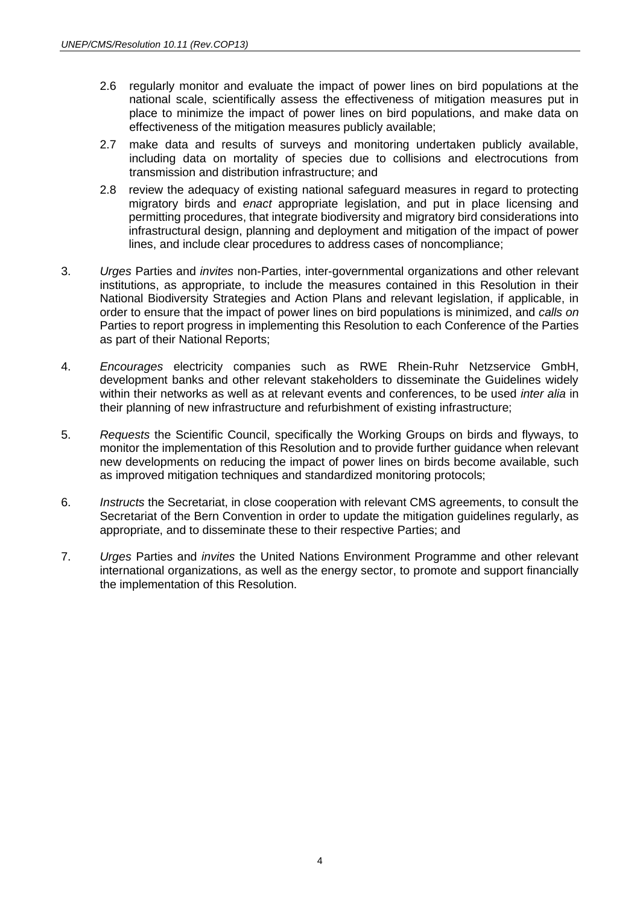2.6 regularly monitor and evaluate the impact of power lines on bird populations at the national scale, scientifically assess the effectiveness of mitigation measures put in place to minimize the impact of power lines on bird populations, and make data on effectiveness of the mitigation measures publicly available;

2.7 make data and results of surveys and monitoring undertaken publicly available, including data on mortality of species due to collisions and electrocutions from transmission and distribution infrastructure; and

2.8 review the adequacy of existing national safeguard measures in regard to protecting migratory birds and *enact* appropriate legislation, and put in place licensing and permitting procedures, that integrate biodiversity and migratory bird considerations into infrastructural design, planning and deployment and mitigation of the impact of power lines, and include clear procedures to address cases of noncompliance;

3. *Urges* Parties and *invites* non-Parties, inter-governmental organizations and other relevant institutions, as appropriate, to include the measures contained in this Resolution in their National Biodiversity Strategies and Action Plans and relevant legislation, if applicable, in order to ensure that the impact of power lines on bird populations is minimized, and *calls on* Parties to report progress in implementing this Resolution to each Conference of the Parties as part of their National Reports;

4. *Encourages* electricity companies such as RWE Rhein-Ruhr Netzservice GmbH, development banks and other relevant stakeholders to disseminate the Guidelines widely within their networks as well as at relevant events and conferences, to be used *inter alia* in their planning of new infrastructure and refurbishment of existing infrastructure;

5. *Requests* the Scientific Council, specifically the Working Groups on birds and flyways, to monitor the implementation of this Resolution and to provide further guidance when relevant new developments on reducing the impact of power lines on birds become available, such as improved mitigation techniques and standardized monitoring protocols;

6. *Instructs* the Secretariat, in close cooperation with relevant CMS agreements, to consult the Secretariat of the Bern Convention in order to update the mitigation guidelines regularly, as appropriate, and to disseminate these to their respective Parties; and

7. *Urges* Parties and *invites* the United Nations Environment Programme and other relevant international organizations, as well as the energy sector, to promote and support financially the implementation of this Resolution.